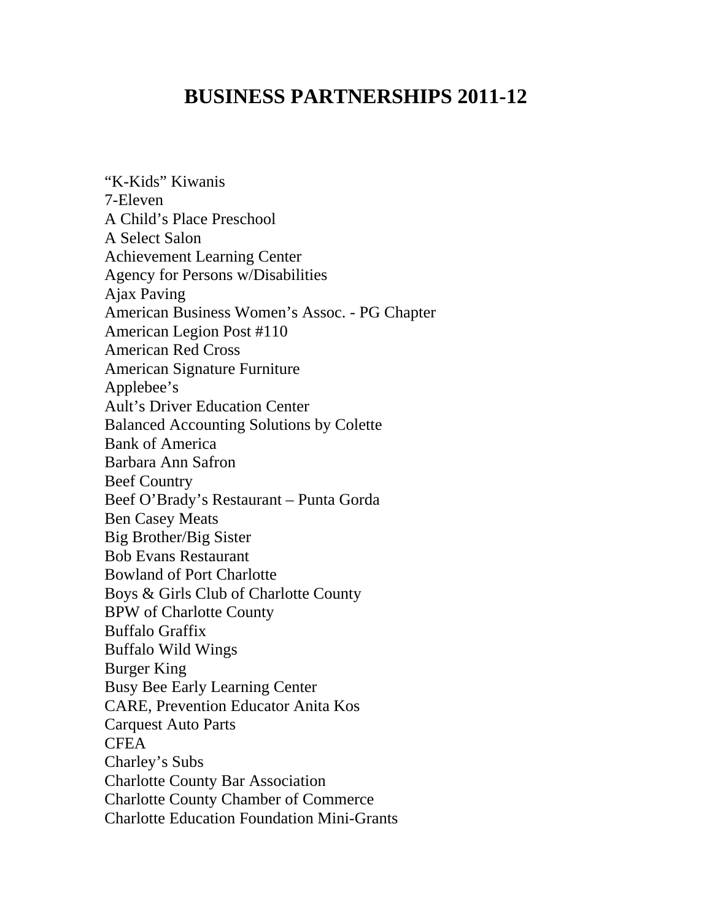# BUSINESS PARTNERSHIPS 2011-12

“K-Kids” Kiwanis
7-Eleven
A Child’s Place Preschool
A Select Salon
Achievement Learning Center
Agency for Persons w/Disabilities
Ajax Paving
American Business Women’s Assoc. - PG Chapter
American Legion Post #110
American Red Cross
American Signature Furniture
Applebee’s
Ault’s Driver Education Center
Balanced Accounting Solutions by Colette
Bank of America
Barbara Ann Safron
Beef Country
Beef O’Brady’s Restaurant – Punta Gorda
Ben Casey Meats
Big Brother/Big Sister
Bob Evans Restaurant
Bowland of Port Charlotte
Boys & Girls Club of Charlotte County
BPW of Charlotte County
Buffalo Graffix
Buffalo Wild Wings
Burger King
Busy Bee Early Learning Center
CARE, Prevention Educator Anita Kos
Carquest Auto Parts
CFEA
Charley’s Subs
Charlotte County Bar Association
Charlotte County Chamber of Commerce
Charlotte Education Foundation Mini-Grants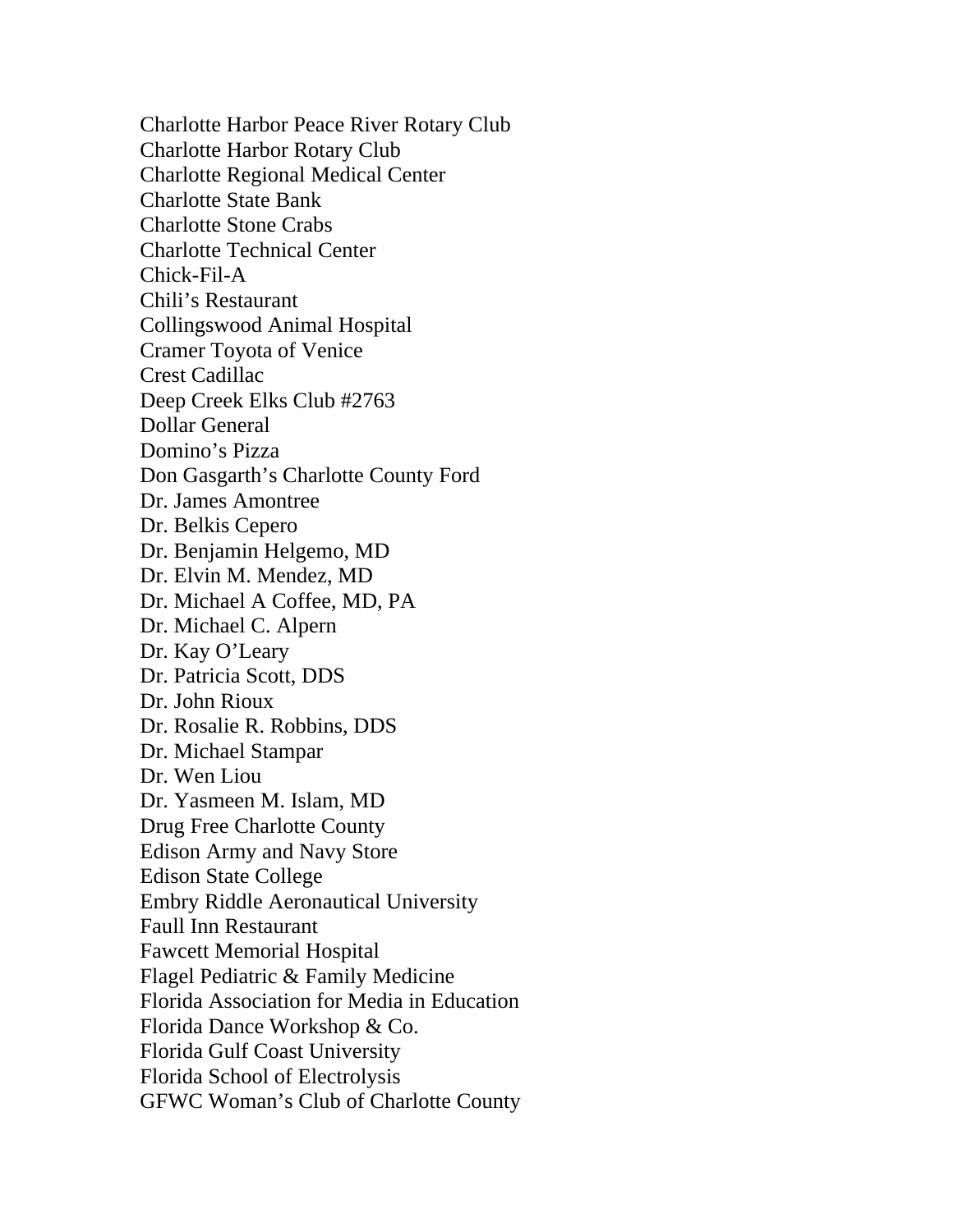Charlotte Harbor Peace River Rotary Club
Charlotte Harbor Rotary Club
Charlotte Regional Medical Center
Charlotte State Bank
Charlotte Stone Crabs
Charlotte Technical Center
Chick-Fil-A
Chili's Restaurant
Collingswood Animal Hospital
Cramer Toyota of Venice
Crest Cadillac
Deep Creek Elks Club #2763
Dollar General
Domino's Pizza
Don Gasgarth's Charlotte County Ford
Dr. James Amontree
Dr. Belkis Cepero
Dr. Benjamin Helgemo, MD
Dr. Elvin M. Mendez, MD
Dr. Michael A Coffee, MD, PA
Dr. Michael C. Alpern
Dr. Kay O'Leary
Dr. Patricia Scott, DDS
Dr. John Rioux
Dr. Rosalie R. Robbins, DDS
Dr. Michael Stampar
Dr. Wen Liou
Dr. Yasmeen M. Islam, MD
Drug Free Charlotte County
Edison Army and Navy Store
Edison State College
Embry Riddle Aeronautical University
Faull Inn Restaurant
Fawcett Memorial Hospital
Flagel Pediatric & Family Medicine
Florida Association for Media in Education
Florida Dance Workshop & Co.
Florida Gulf Coast University
Florida School of Electrolysis
GFWC Woman's Club of Charlotte County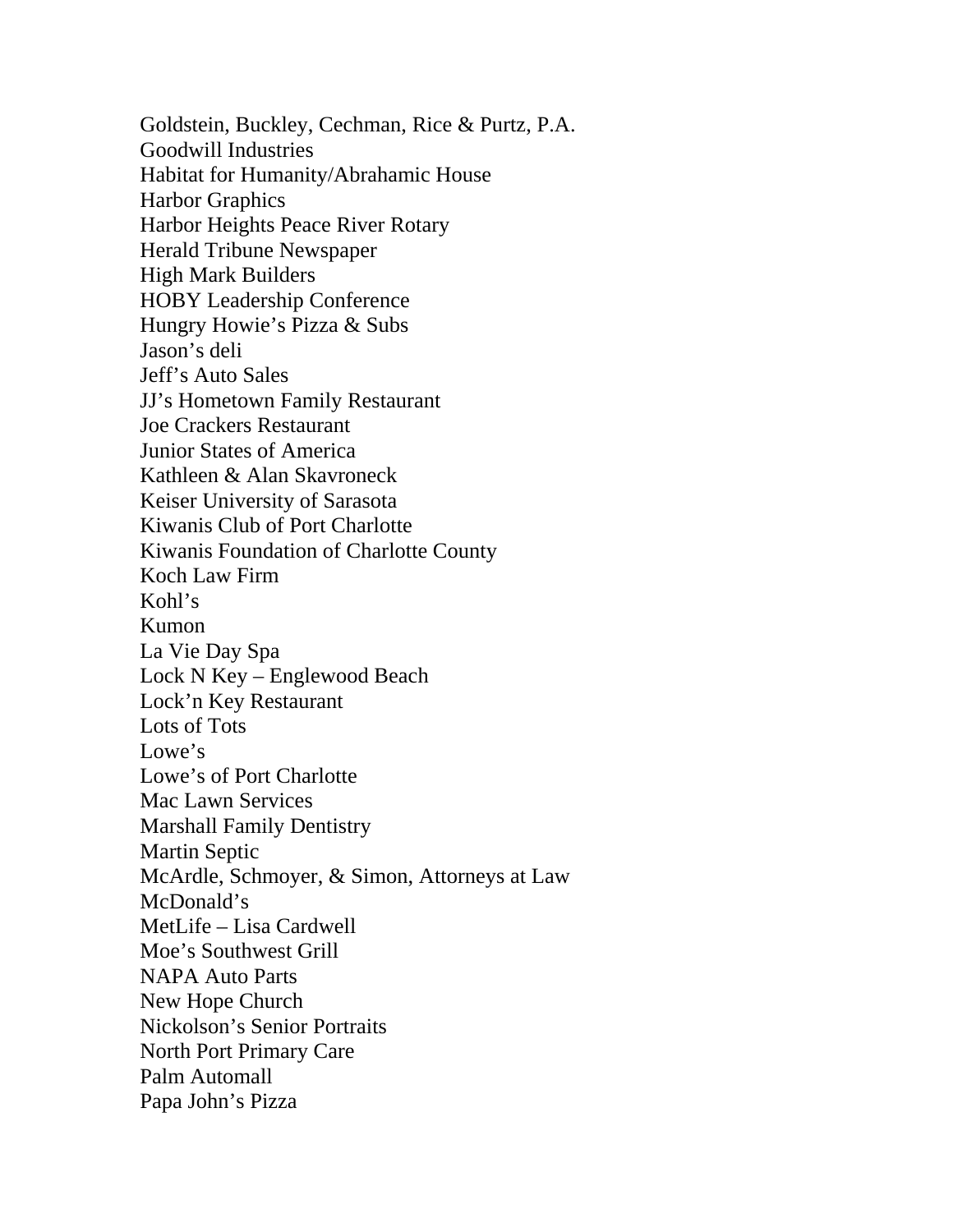Goldstein, Buckley, Cechman, Rice & Purtz, P.A.
Goodwill Industries
Habitat for Humanity/Abrahamic House
Harbor Graphics
Harbor Heights Peace River Rotary
Herald Tribune Newspaper
High Mark Builders
HOBY Leadership Conference
Hungry Howie's Pizza & Subs
Jason's deli
Jeff's Auto Sales
JJ's Hometown Family Restaurant
Joe Crackers Restaurant
Junior States of America
Kathleen & Alan Skavroneck
Keiser University of Sarasota
Kiwanis Club of Port Charlotte
Kiwanis Foundation of Charlotte County
Koch Law Firm
Kohl's
Kumon
La Vie Day Spa
Lock N Key – Englewood Beach
Lock'n Key Restaurant
Lots of Tots
Lowe's
Lowe's of Port Charlotte
Mac Lawn Services
Marshall Family Dentistry
Martin Septic
McArdle, Schmoyer, & Simon, Attorneys at Law
McDonald's
MetLife – Lisa Cardwell
Moe's Southwest Grill
NAPA Auto Parts
New Hope Church
Nickolson's Senior Portraits
North Port Primary Care
Palm Automall
Papa John's Pizza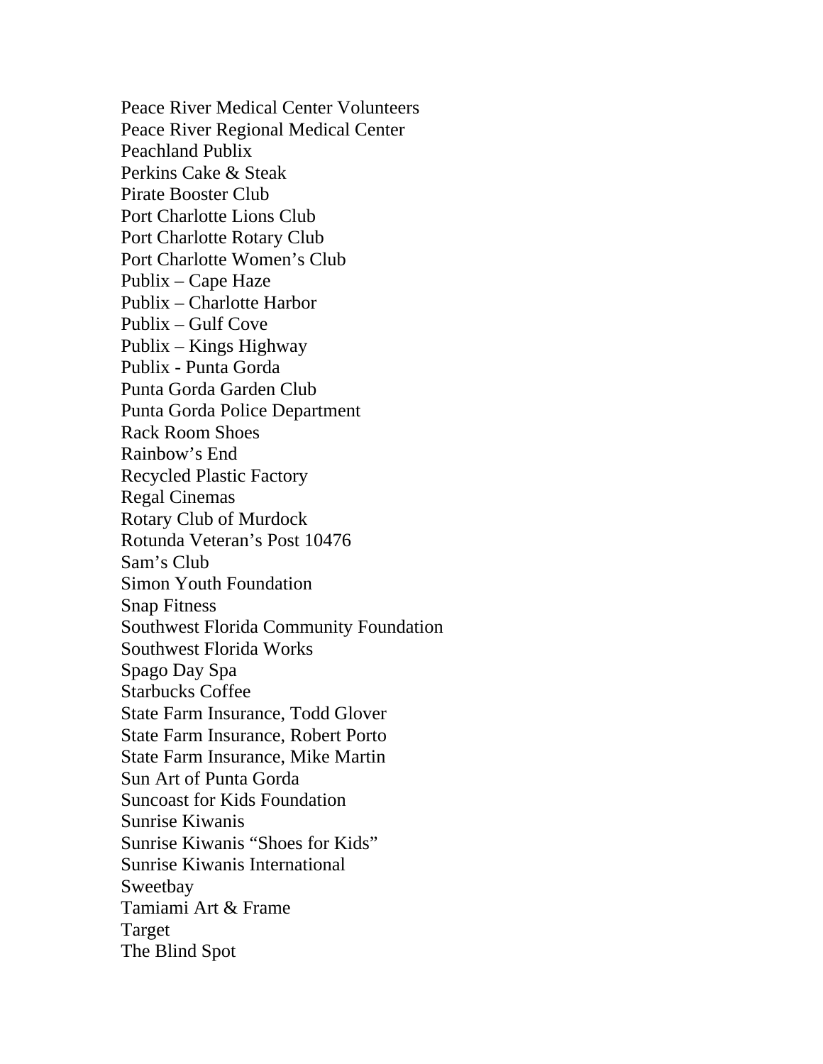Peace River Medical Center Volunteers
Peace River Regional Medical Center
Peachland Publix
Perkins Cake & Steak
Pirate Booster Club
Port Charlotte Lions Club
Port Charlotte Rotary Club
Port Charlotte Women's Club
Publix – Cape Haze
Publix – Charlotte Harbor
Publix – Gulf Cove
Publix – Kings Highway
Publix - Punta Gorda
Punta Gorda Garden Club
Punta Gorda Police Department
Rack Room Shoes
Rainbow's End
Recycled Plastic Factory
Regal Cinemas
Rotary Club of Murdock
Rotunda Veteran's Post 10476
Sam's Club
Simon Youth Foundation
Snap Fitness
Southwest Florida Community Foundation
Southwest Florida Works
Spago Day Spa
Starbucks Coffee
State Farm Insurance, Todd Glover
State Farm Insurance, Robert Porto
State Farm Insurance, Mike Martin
Sun Art of Punta Gorda
Suncoast for Kids Foundation
Sunrise Kiwanis
Sunrise Kiwanis "Shoes for Kids"
Sunrise Kiwanis International
Sweetbay
Tamiami Art & Frame
Target
The Blind Spot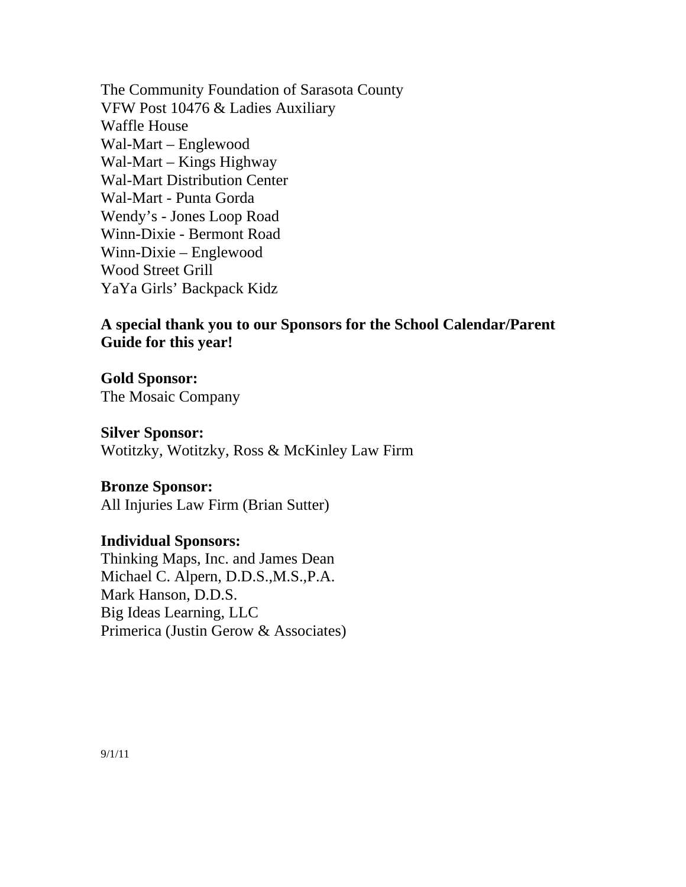The Community Foundation of Sarasota County
VFW Post 10476 & Ladies Auxiliary
Waffle House
Wal-Mart – Englewood
Wal-Mart – Kings Highway
Wal-Mart Distribution Center
Wal-Mart - Punta Gorda
Wendy's - Jones Loop Road
Winn-Dixie - Bermont Road
Winn-Dixie – Englewood
Wood Street Grill
YaYa Girls' Backpack Kidz

**A special thank you to our Sponsors for the School Calendar/Parent Guide for this year!**

**Gold Sponsor:**
The Mosaic Company

**Silver Sponsor:**
Wotitzky, Wotitzky, Ross & McKinley Law Firm

**Bronze Sponsor:**
All Injuries Law Firm (Brian Sutter)

**Individual Sponsors:**
Thinking Maps, Inc. and James Dean
Michael C. Alpern, D.D.S.,M.S.,P.A.
Mark Hanson, D.D.S.
Big Ideas Learning, LLC
Primerica (Justin Gerow & Associates)

9/1/11